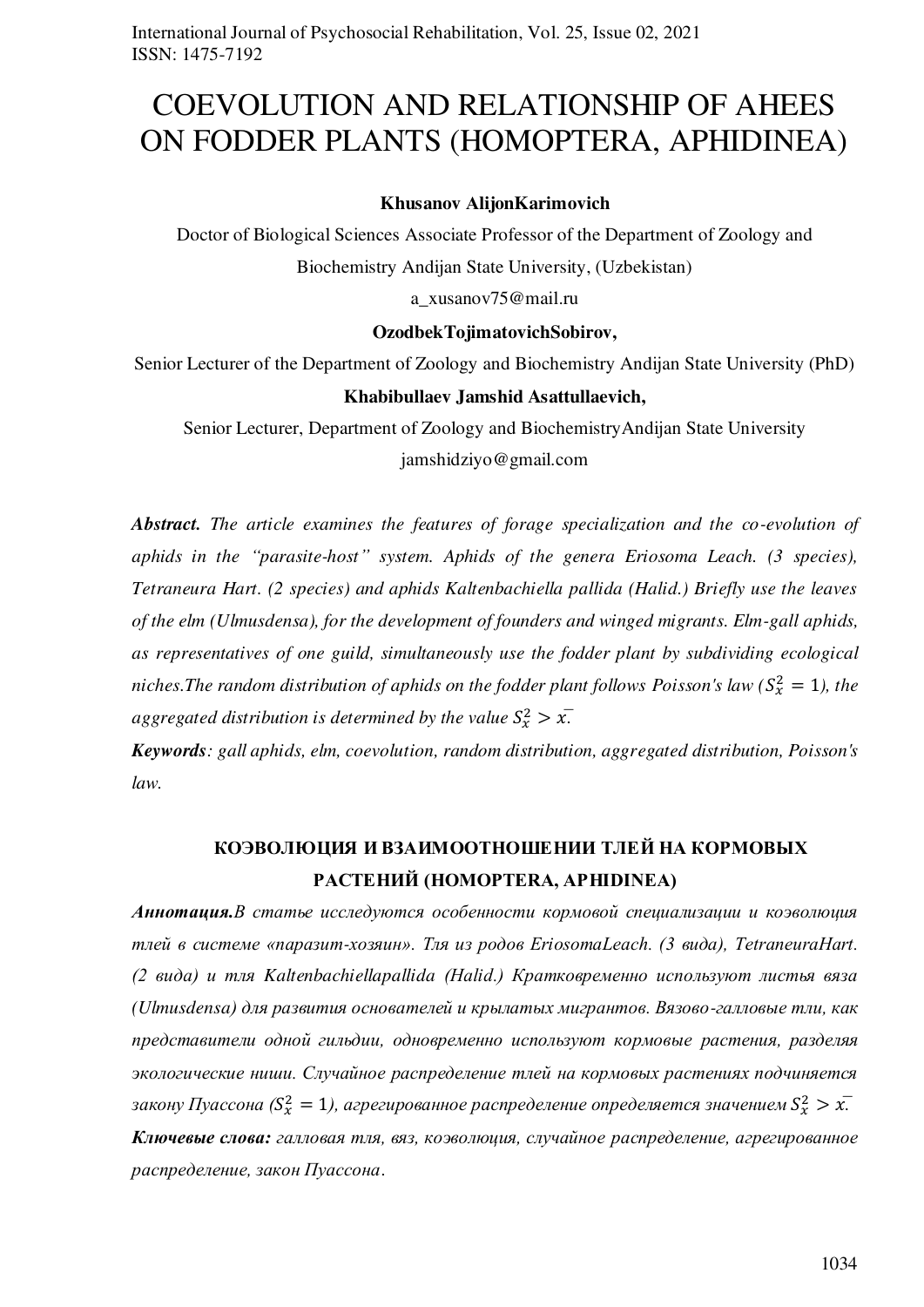# COEVOLUTION AND RELATIONSHIP OF AHEES ON FODDER PLANTS (HOMOPTERA, APHIDINEA)

**Khusanov AlijonKarimovich**

Doctor of Biological Sciences Associate Professor of the Department of Zoology and Biochemistry Andijan State University, (Uzbekistan)

a_xusanov75@mail.ru

**OzodbekTojimatovichSobirov,**

Senior Lecturer of the Department of Zoology and Biochemistry Andijan State University (PhD)

**Khabibullaev Jamshid Asattullaevich,**

Senior Lecturer, Department of Zoology and BiochemistryAndijan State University

jamshidziyo@gmail.com

***Abstract.*** *The article examines the features of forage specialization and the co-evolution of aphids in the "parasite-host" system. Aphids of the genera Eriosoma Leach. (3 species), Tetraneura Hart. (2 species) and aphids Kaltenbachiella pallida (Halid.) Briefly use the leaves of the elm (Ulmusdensa), for the development of founders and winged migrants. Elm-gall aphids, as representatives of one guild, simultaneously use the fodder plant by subdividing ecological niches.The random distribution of aphids on the fodder plant follows Poisson's law ($S_x^2 = 1$), the aggregated distribution is determined by the value $S_x^2 > \bar{x}$.*

***Keywords****: gall aphids, elm, coevolution, random distribution, aggregated distribution, Poisson's law.*

## КОЭВОЛЮЦИЯ И ВЗАИМООТНОШЕНИИ ТЛЕЙ НА КОРМОВЫХ РАСТЕНИЙ (HOMOPTERA, APHIDINEA)

***Аннотация.*** *В статье исследуются особенности кормовой специализации и коэволюция тлей в системе «паразит-хозяин». Тля из родов EriosomaLeach. (3 вида), TetraneuraHart. (2 вида) и тля Kaltenbachiellapallida (Halid.) Кратковременно используют листья вяза (Ulmusdensa) для развития основателей и крылатых мигрантов. Вязово-галловые тли, как представители одной гильдии, одновременно используют кормовые растения, разделяя экологические ниши. Случайное распределение тлей на кормовых растениях подчиняется закону Пуассона ($S_x^2 = 1$), агрегированное распределение определяется значением $S_x^2 > \bar{x}$.*

***Ключевые слова:*** *галловая тля, вяз, коэволюция, случайное распределение, агрегированное распределение, закон Пуассона.*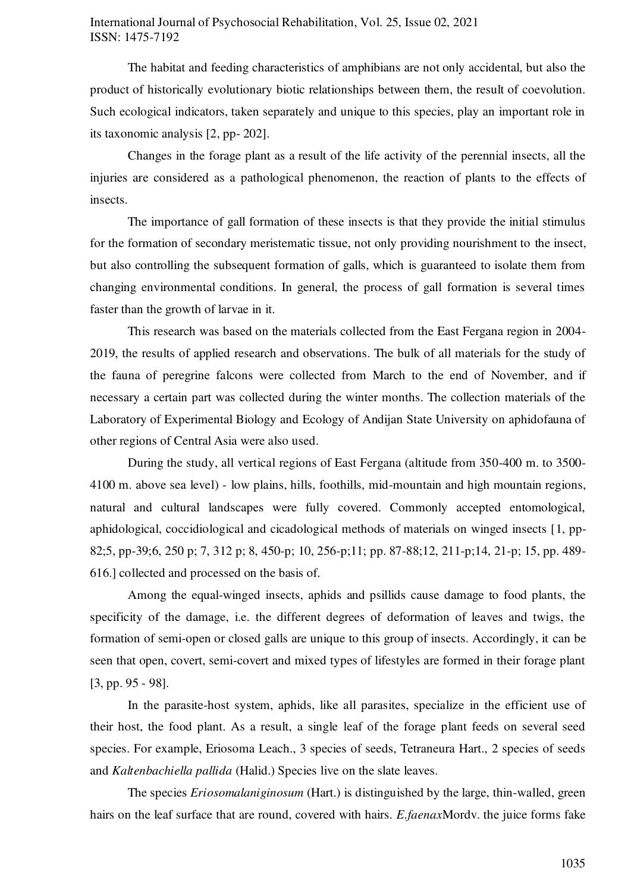The habitat and feeding characteristics of amphibians are not only accidental, but also the product of historically evolutionary biotic relationships between them, the result of coevolution. Such ecological indicators, taken separately and unique to this species, play an important role in its taxonomic analysis [2, pp- 202].

Changes in the forage plant as a result of the life activity of the perennial insects, all the injuries are considered as a pathological phenomenon, the reaction of plants to the effects of insects.

The importance of gall formation of these insects is that they provide the initial stimulus for the formation of secondary meristematic tissue, not only providing nourishment to the insect, but also controlling the subsequent formation of galls, which is guaranteed to isolate them from changing environmental conditions. In general, the process of gall formation is several times faster than the growth of larvae in it.

This research was based on the materials collected from the East Fergana region in 2004-2019, the results of applied research and observations. The bulk of all materials for the study of the fauna of peregrine falcons were collected from March to the end of November, and if necessary a certain part was collected during the winter months. The collection materials of the Laboratory of Experimental Biology and Ecology of Andijan State University on aphidofauna of other regions of Central Asia were also used.

During the study, all vertical regions of East Fergana (altitude from 350-400 m. to 3500-4100 m. above sea level) - low plains, hills, foothills, mid-mountain and high mountain regions, natural and cultural landscapes were fully covered. Commonly accepted entomological, aphidological, coccidiological and cicadological methods of materials on winged insects [1, pp-82;5, pp-39;6, 250 p; 7, 312 p; 8, 450-p; 10, 256-p;11; pp. 87-88;12, 211-p;14, 21-p; 15, pp. 489-616.] collected and processed on the basis of.

Among the equal-winged insects, aphids and psillids cause damage to food plants, the specificity of the damage, i.e. the different degrees of deformation of leaves and twigs, the formation of semi-open or closed galls are unique to this group of insects. Accordingly, it can be seen that open, covert, semi-covert and mixed types of lifestyles are formed in their forage plant [3, pp. 95 - 98].

In the parasite-host system, aphids, like all parasites, specialize in the efficient use of their host, the food plant. As a result, a single leaf of the forage plant feeds on several seed species. For example, Eriosoma Leach., 3 species of seeds, Tetraneura Hart., 2 species of seeds and *Kaltenbachiella pallida* (Halid.) Species live on the slate leaves.

The species *Eriosomalaniginosum* (Hart.) is distinguished by the large, thin-walled, green hairs on the leaf surface that are round, covered with hairs. *E.faenax*Mordv. the juice forms fake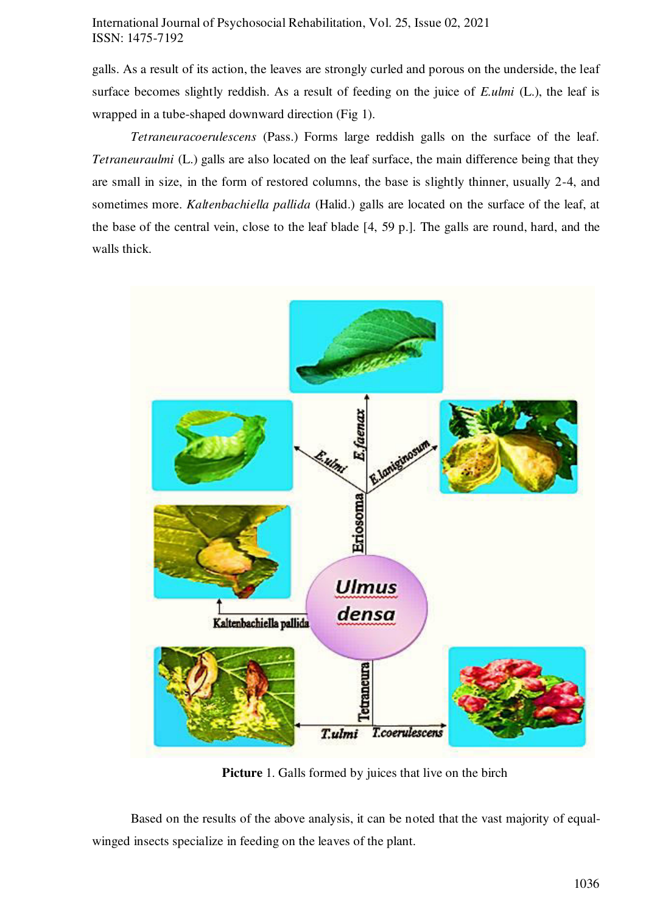galls. As a result of its action, the leaves are strongly curled and porous on the underside, the leaf surface becomes slightly reddish. As a result of feeding on the juice of *E.ulmi* (L.), the leaf is wrapped in a tube-shaped downward direction (Fig 1).

*Tetraneuracoerulescens* (Pass.) Forms large reddish galls on the surface of the leaf. *Tetraneuraulmi* (L.) galls are also located on the leaf surface, the main difference being that they are small in size, in the form of restored columns, the base is slightly thinner, usually 2-4, and sometimes more. *Kaltenbachiella pallida* (Halid.) galls are located on the surface of the leaf, at the base of the central vein, close to the leaf blade [4, 59 p.]. The galls are round, hard, and the walls thick.

**Picture** 1. Galls formed by juices that live on the birch

Based on the results of the above analysis, it can be noted that the vast majority of equal-winged insects specialize in feeding on the leaves of the plant.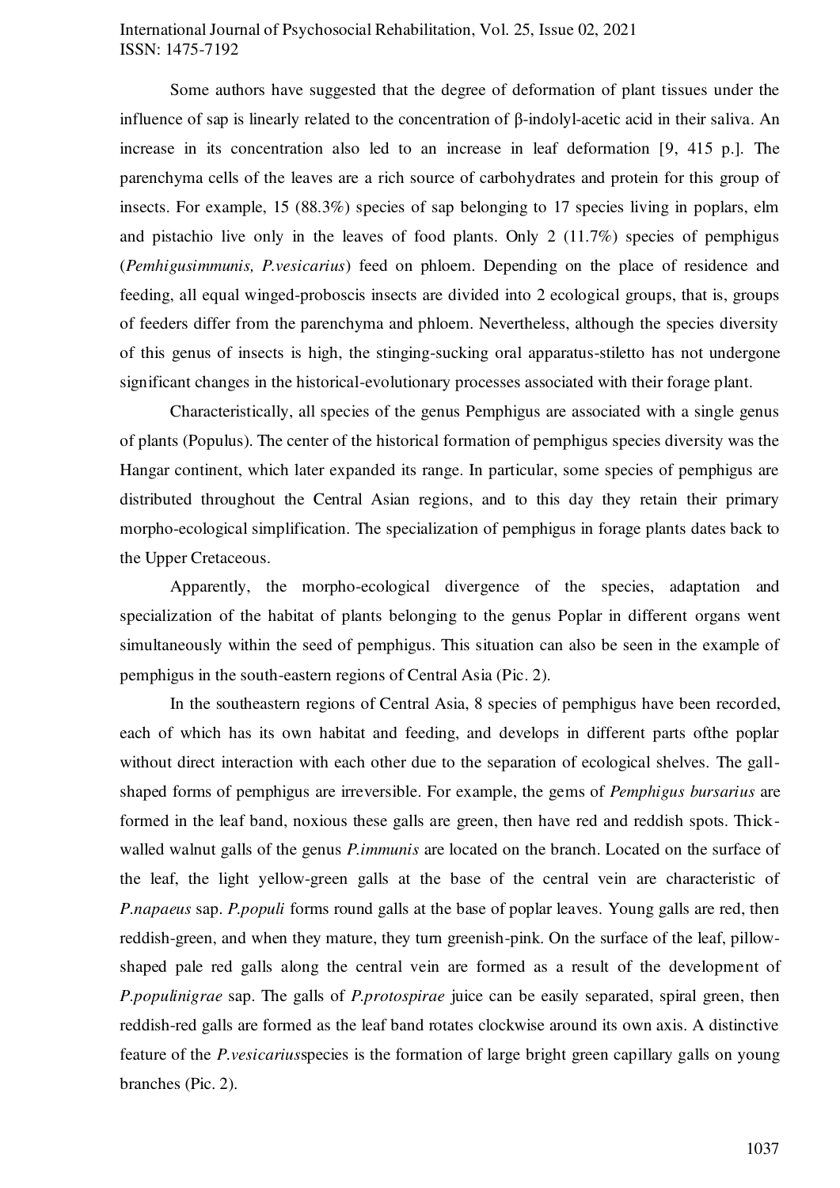Some authors have suggested that the degree of deformation of plant tissues under the influence of sap is linearly related to the concentration of β-indolyl-acetic acid in their saliva. An increase in its concentration also led to an increase in leaf deformation [9, 415 p.]. The parenchyma cells of the leaves are a rich source of carbohydrates and protein for this group of insects. For example, 15 (88.3%) species of sap belonging to 17 species living in poplars, elm and pistachio live only in the leaves of food plants. Only 2 (11.7%) species of pemphigus (*Pemhigusimmunis, P.vesicarius*) feed on phloem. Depending on the place of residence and feeding, all equal winged-proboscis insects are divided into 2 ecological groups, that is, groups of feeders differ from the parenchyma and phloem. Nevertheless, although the species diversity of this genus of insects is high, the stinging-sucking oral apparatus-stiletto has not undergone significant changes in the historical-evolutionary processes associated with their forage plant.

Characteristically, all species of the genus Pemphigus are associated with a single genus of plants (Populus). The center of the historical formation of pemphigus species diversity was the Hangar continent, which later expanded its range. In particular, some species of pemphigus are distributed throughout the Central Asian regions, and to this day they retain their primary morpho-ecological simplification. The specialization of pemphigus in forage plants dates back to the Upper Cretaceous.

Apparently, the morpho-ecological divergence of the species, adaptation and specialization of the habitat of plants belonging to the genus Poplar in different organs went simultaneously within the seed of pemphigus. This situation can also be seen in the example of pemphigus in the south-eastern regions of Central Asia (Pic. 2).

In the southeastern regions of Central Asia, 8 species of pemphigus have been recorded, each of which has its own habitat and feeding, and develops in different parts ofthe poplar without direct interaction with each other due to the separation of ecological shelves. The gall-shaped forms of pemphigus are irreversible. For example, the gems of *Pemphigus bursarius* are formed in the leaf band, noxious these galls are green, then have red and reddish spots. Thick-walled walnut galls of the genus *P.immunis* are located on the branch. Located on the surface of the leaf, the light yellow-green galls at the base of the central vein are characteristic of *P.napaeus* sap. *P.populi* forms round galls at the base of poplar leaves. Young galls are red, then reddish-green, and when they mature, they turn greenish-pink. On the surface of the leaf, pillow-shaped pale red galls along the central vein are formed as a result of the development of *P.populinigrae* sap. The galls of *P.protospirae* juice can be easily separated, spiral green, then reddish-red galls are formed as the leaf band rotates clockwise around its own axis. A distinctive feature of the *P.vesicarius*species is the formation of large bright green capillary galls on young branches (Pic. 2).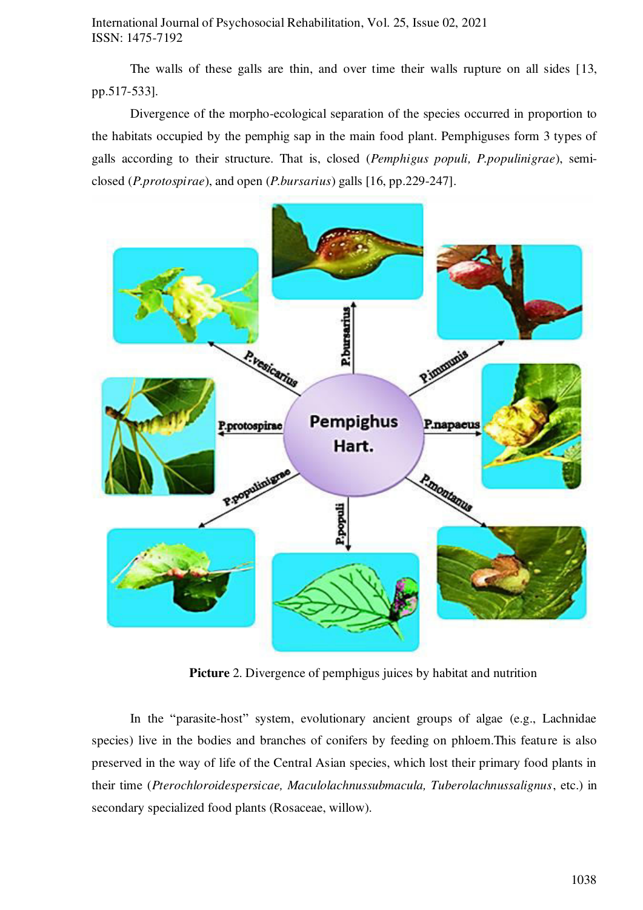The walls of these galls are thin, and over time their walls rupture on all sides [13, pp.517-533].

Divergence of the morpho-ecological separation of the species occurred in proportion to the habitats occupied by the pemphig sap in the main food plant. Pemphiguses form 3 types of galls according to their structure. That is, closed (*Pemphigus populi, P.populinigrae*), semi-closed (*P.protospirae*), and open (*P.bursarius*) galls [16, pp.229-247].

**Picture** 2. Divergence of pemphigus juices by habitat and nutrition

In the "parasite-host" system, evolutionary ancient groups of algae (e.g., Lachnidae species) live in the bodies and branches of conifers by feeding on phloem.This feature is also preserved in the way of life of the Central Asian species, which lost their primary food plants in their time (*Pterochloroidespersicae, Maculolachnussubmacula, Tuberolachnussalignus*, etc.) in secondary specialized food plants (Rosaceae, willow).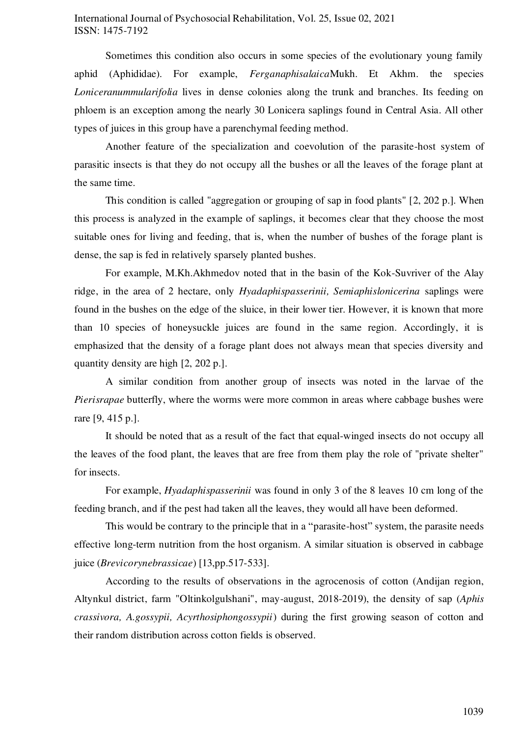Sometimes this condition also occurs in some species of the evolutionary young family aphid (Aphididae). For example, *Ferganaphisalaica*Mukh. Et Akhm. the species *Loniceranummularifolia* lives in dense colonies along the trunk and branches. Its feeding on phloem is an exception among the nearly 30 Lonicera saplings found in Central Asia. All other types of juices in this group have a parenchymal feeding method.

Another feature of the specialization and coevolution of the parasite-host system of parasitic insects is that they do not occupy all the bushes or all the leaves of the forage plant at the same time.

This condition is called "aggregation or grouping of sap in food plants" [2, 202 p.]. When this process is analyzed in the example of saplings, it becomes clear that they choose the most suitable ones for living and feeding, that is, when the number of bushes of the forage plant is dense, the sap is fed in relatively sparsely planted bushes.

For example, M.Kh.Akhmedov noted that in the basin of the Kok-Suvriver of the Alay ridge, in the area of 2 hectare, only *Hyadaphispasserinii, Semiaphislonicerina* saplings were found in the bushes on the edge of the sluice, in their lower tier. However, it is known that more than 10 species of honeysuckle juices are found in the same region. Accordingly, it is emphasized that the density of a forage plant does not always mean that species diversity and quantity density are high [2, 202 p.].

A similar condition from another group of insects was noted in the larvae of the *Pierisrapae* butterfly, where the worms were more common in areas where cabbage bushes were rare [9, 415 p.].

It should be noted that as a result of the fact that equal-winged insects do not occupy all the leaves of the food plant, the leaves that are free from them play the role of "private shelter" for insects.

For example, *Hyadaphispasserinii* was found in only 3 of the 8 leaves 10 cm long of the feeding branch, and if the pest had taken all the leaves, they would all have been deformed.

This would be contrary to the principle that in a "parasite-host" system, the parasite needs effective long-term nutrition from the host organism. A similar situation is observed in cabbage juice (*Brevicorynebrassicae*) [13,pp.517-533].

According to the results of observations in the agrocenosis of cotton (Andijan region, Altynkul district, farm "Oltinkolgulshani", may-august, 2018-2019), the density of sap (*Aphis crassivora, A.gossypii, Acyrthosiphongossypii*) during the first growing season of cotton and their random distribution across cotton fields is observed.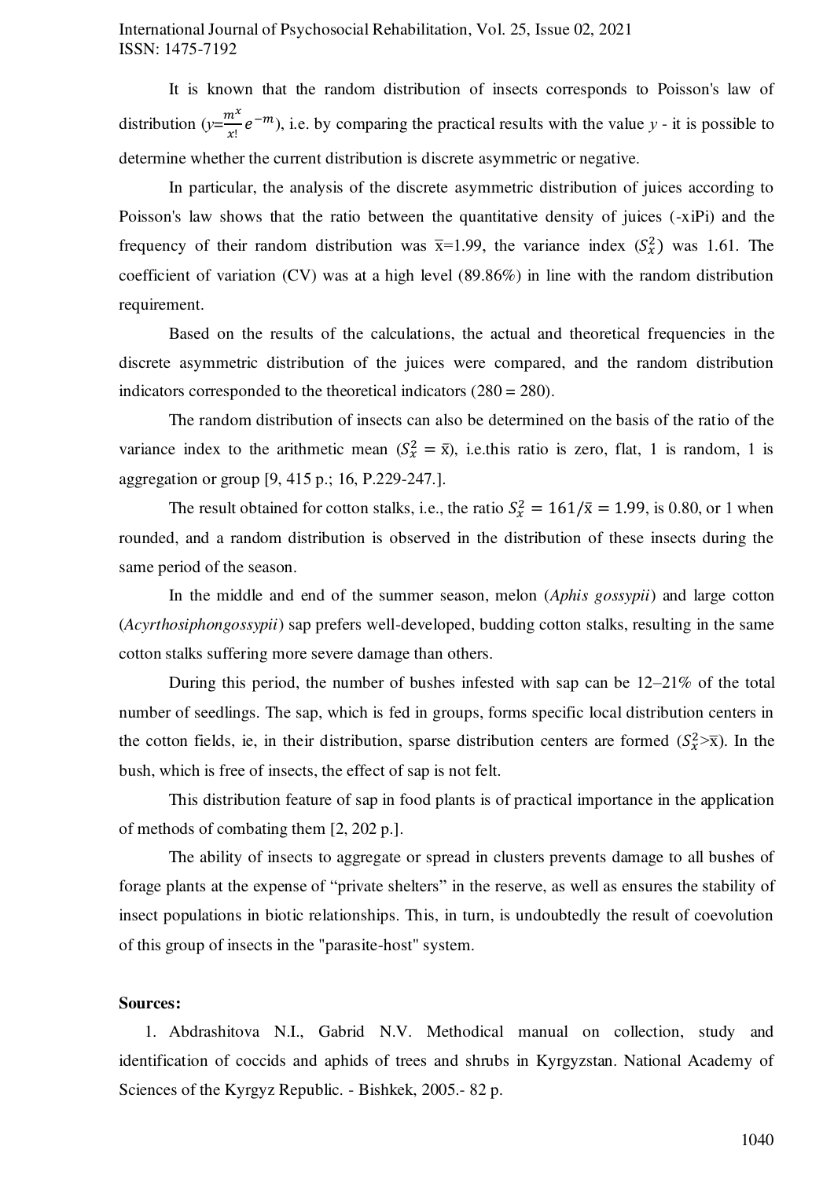It is known that the random distribution of insects corresponds to Poisson's law of distribution ($y=\frac{m^x}{x!}e^{-m}$), i.e. by comparing the practical results with the value $y$ - it is possible to determine whether the current distribution is discrete asymmetric or negative.

In particular, the analysis of the discrete asymmetric distribution of juices according to Poisson's law shows that the ratio between the quantitative density of juices (-xiPi) and the frequency of their random distribution was $\bar{x}$=1.99, the variance index ($S_x^2$) was 1.61. The coefficient of variation (CV) was at a high level (89.86%) in line with the random distribution requirement.

Based on the results of the calculations, the actual and theoretical frequencies in the discrete asymmetric distribution of the juices were compared, and the random distribution indicators corresponded to the theoretical indicators (280 = 280).

The random distribution of insects can also be determined on the basis of the ratio of the variance index to the arithmetic mean ($S_x^2 = \bar{x}$), i.e.this ratio is zero, flat, 1 is random, 1 is aggregation or group [9, 415 p.; 16, P.229-247.].

The result obtained for cotton stalks, i.e., the ratio $S_x^2 = 161/\bar{x} = 1.99$, is 0.80, or 1 when rounded, and a random distribution is observed in the distribution of these insects during the same period of the season.

In the middle and end of the summer season, melon (*Aphis gossypii*) and large cotton (*Acyrthosiphongossypii*) sap prefers well-developed, budding cotton stalks, resulting in the same cotton stalks suffering more severe damage than others.

During this period, the number of bushes infested with sap can be 12–21% of the total number of seedlings. The sap, which is fed in groups, forms specific local distribution centers in the cotton fields, ie, in their distribution, sparse distribution centers are formed ($S_x^2 > \bar{x}$). In the bush, which is free of insects, the effect of sap is not felt.

This distribution feature of sap in food plants is of practical importance in the application of methods of combating them [2, 202 p.].

The ability of insects to aggregate or spread in clusters prevents damage to all bushes of forage plants at the expense of "private shelters" in the reserve, as well as ensures the stability of insect populations in biotic relationships. This, in turn, is undoubtedly the result of coevolution of this group of insects in the "parasite-host" system.

**Sources:**

1. Abdrashitova N.I., Gabrid N.V. Methodical manual on collection, study and identification of coccids and aphids of trees and shrubs in Kyrgyzstan. National Academy of Sciences of the Kyrgyz Republic. - Bishkek, 2005.- 82 p.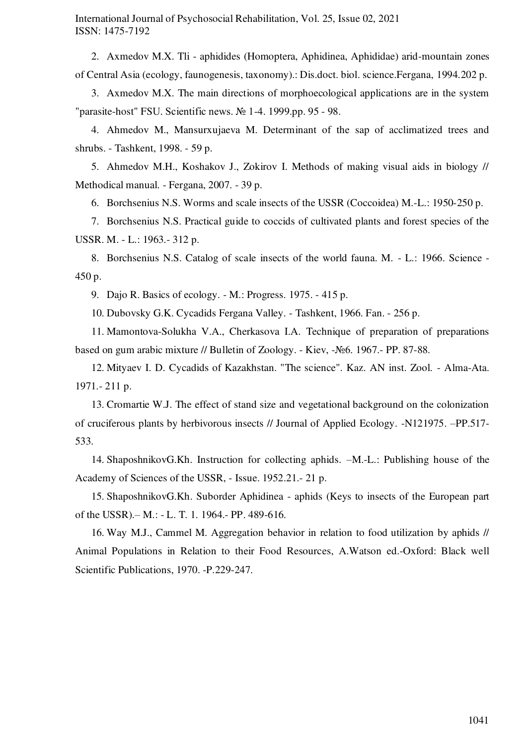2. Axmedov M.X. Tli - aphidides (Homoptera, Aphidinea, Aphididae) arid-mountain zones of Central Asia (ecology, faunogenesis, taxonomy).: Dis.doct. biol. science.Fergana, 1994.202 p.

3. Axmedov M.X. The main directions of morphoecological applications are in the system "parasite-host" FSU. Scientific news. № 1-4. 1999.pp. 95 - 98.

4. Ahmedov M., Mansurxujaeva M. Determinant of the sap of acclimatized trees and shrubs. - Tashkent, 1998. - 59 p.

5. Ahmedov M.H., Koshakov J., Zokirov I. Methods of making visual aids in biology // Methodical manual. - Fergana, 2007. - 39 p.

6. Borchsenius N.S. Worms and scale insects of the USSR (Coccoidea) M.-L.: 1950-250 p.

7. Borchsenius N.S. Practical guide to coccids of cultivated plants and forest species of the USSR. M. - L.: 1963.- 312 p.

8. Borchsenius N.S. Catalog of scale insects of the world fauna. M. - L.: 1966. Science - 450 p.

9. Dajo R. Basics of ecology. - M.: Progress. 1975. - 415 p.

10. Dubovsky G.K. Cycadids Fergana Valley. - Tashkent, 1966. Fan. - 256 p.

11. Mamontova-Solukha V.A., Cherkasova I.A. Technique of preparation of preparations based on gum arabic mixture // Bulletin of Zoology. - Kiev, -№6. 1967.- PP. 87-88.

12. Mityaev I. D. Cycadids of Kazakhstan. "The science". Kaz. AN inst. Zool. - Alma-Ata. 1971.- 211 p.

13. Cromartie W.J. The effect of stand size and vegetational background on the colonization of cruciferous plants by herbivorous insects // Journal of Applied Ecology. -N121975. –PP.517-533.

14. ShaposhnikovG.Kh. Instruction for collecting aphids. –M.-L.: Publishing house of the Academy of Sciences of the USSR, - Issue. 1952.21.- 21 p.

15. ShaposhnikovG.Kh. Suborder Aphidinea - aphids (Keys to insects of the European part of the USSR).– M.: - L. T. 1. 1964.- PP. 489-616.

16. Way M.J., Cammel M. Aggregation behavior in relation to food utilization by aphids // Animal Populations in Relation to their Food Resources, A.Watson ed.-Oxford: Black well Scientific Publications, 1970. -P.229-247.